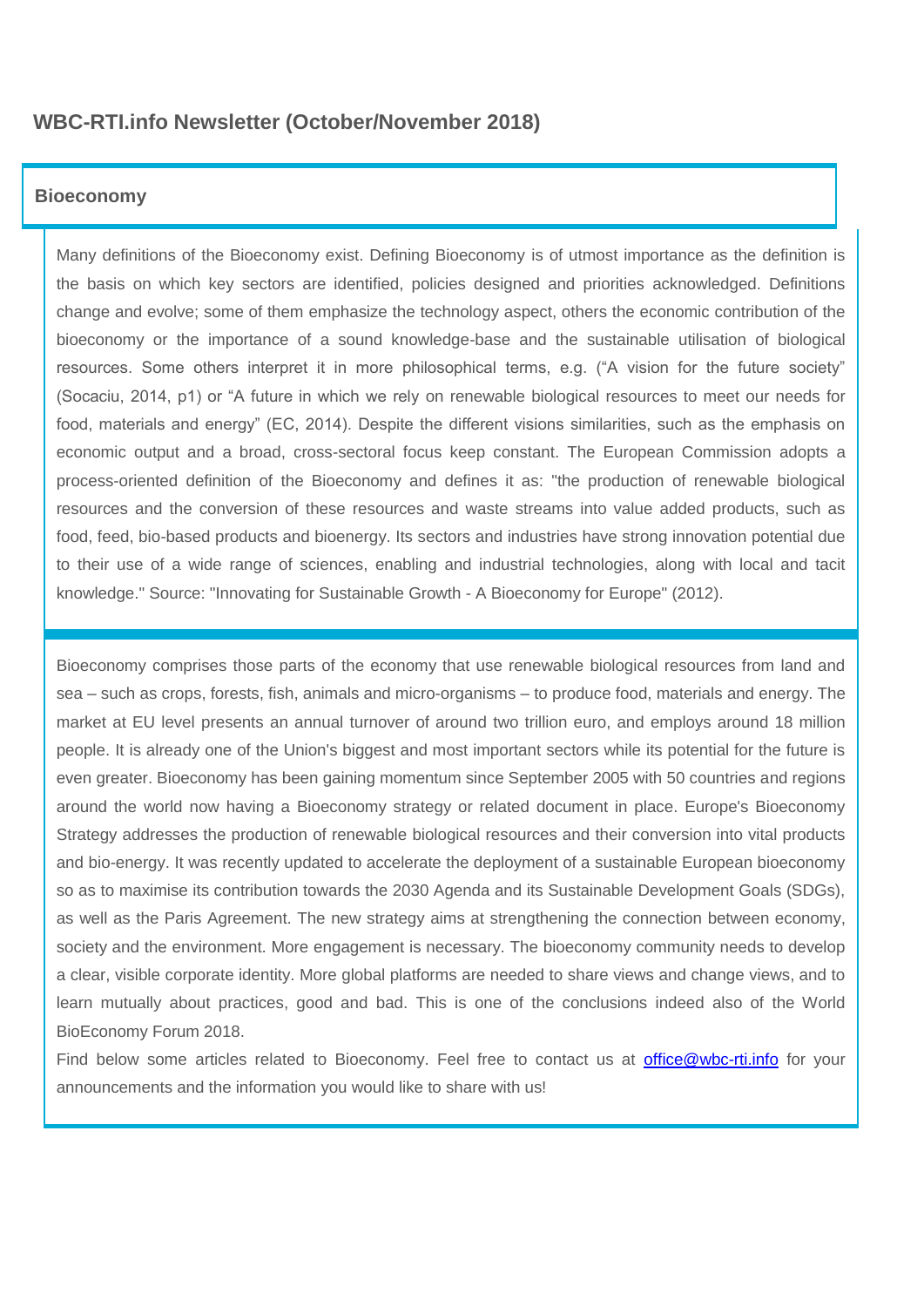# WBC-RTI.info Newsletter (October/November 2018)

## Bioeconomy

Many definitions of the Bioeconomy exist. Defining Bioeconomy is of utmost importance as the definition is the basis on which key sectors are identified, policies designed and priorities acknowledged. Definitions change and evolve; some of them emphasize the technology aspect, others the economic contribution of the bioeconomy or the importance of a sound knowledge-base and the sustainable utilisation of biological resources. Some others interpret it in more philosophical terms, e.g. ("A vision for the future society" (Socaciu, 2014, p1) or "A future in which we rely on renewable biological resources to meet our needs for food, materials and energy" (EC, 2014). Despite the different visions similarities, such as the emphasis on economic output and a broad, cross-sectoral focus keep constant. The European Commission adopts a process-oriented definition of the Bioeconomy and defines it as: "the production of renewable biological resources and the conversion of these resources and waste streams into value added products, such as food, feed, bio-based products and bioenergy. Its sectors and industries have strong innovation potential due to their use of a wide range of sciences, enabling and industrial technologies, along with local and tacit knowledge." Source: "Innovating for Sustainable Growth - A Bioeconomy for Europe" (2012).

Bioeconomy comprises those parts of the economy that use renewable biological resources from land and sea – such as crops, forests, fish, animals and micro-organisms – to produce food, materials and energy. The market at EU level presents an annual turnover of around two trillion euro, and employs around 18 million people. It is already one of the Union's biggest and most important sectors while its potential for the future is even greater. Bioeconomy has been gaining momentum since September 2005 with 50 countries and regions around the world now having a Bioeconomy strategy or related document in place. Europe's Bioeconomy Strategy addresses the production of renewable biological resources and their conversion into vital products and bio-energy. It was recently updated to accelerate the deployment of a sustainable European bioeconomy so as to maximise its contribution towards the 2030 Agenda and its Sustainable Development Goals (SDGs), as well as the Paris Agreement. The new strategy aims at strengthening the connection between economy, society and the environment. More engagement is necessary. The bioeconomy community needs to develop a clear, visible corporate identity. More global platforms are needed to share views and change views, and to learn mutually about practices, good and bad. This is one of the conclusions indeed also of the World BioEconomy Forum 2018.

Find below some articles related to Bioeconomy. Feel free to contact us at [office@wbc-rti.info](mailto:office@wbc-rti.info) for your announcements and the information you would like to share with us!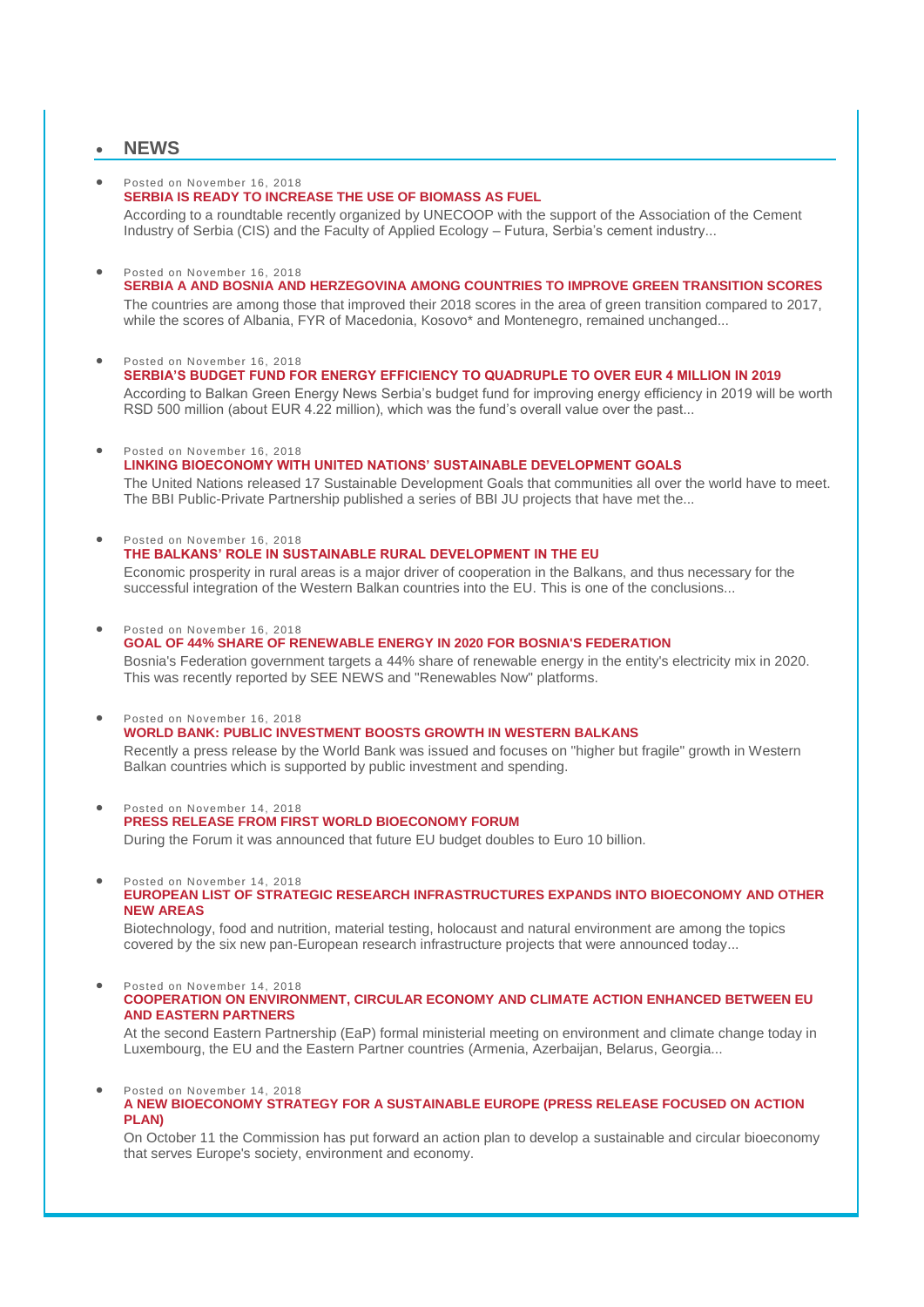## NEWS

- Posted on November 16, 2018

  **SERBIA IS READY TO INCREASE THE USE OF BIOMASS AS FUEL**

  According to a roundtable recently organized by UNECOOP with the support of the Association of the Cement Industry of Serbia (CIS) and the Faculty of Applied Ecology – Futura, Serbia's cement industry...

- Posted on November 16, 2018

  **SERBIA A AND BOSNIA AND HERZEGOVINA AMONG COUNTRIES TO IMPROVE GREEN TRANSITION SCORES**

  The countries are among those that improved their 2018 scores in the area of green transition compared to 2017, while the scores of Albania, FYR of Macedonia, Kosovo* and Montenegro, remained unchanged...

- Posted on November 16, 2018

  **SERBIA'S BUDGET FUND FOR ENERGY EFFICIENCY TO QUADRUPLE TO OVER EUR 4 MILLION IN 2019**

  According to Balkan Green Energy News Serbia's budget fund for improving energy efficiency in 2019 will be worth RSD 500 million (about EUR 4.22 million), which was the fund's overall value over the past...

- Posted on November 16, 2018

  **LINKING BIOECONOMY WITH UNITED NATIONS' SUSTAINABLE DEVELOPMENT GOALS**

  The United Nations released 17 Sustainable Development Goals that communities all over the world have to meet. The BBI Public-Private Partnership published a series of BBI JU projects that have met the...

- Posted on November 16, 2018

  **THE BALKANS' ROLE IN SUSTAINABLE RURAL DEVELOPMENT IN THE EU**

  Economic prosperity in rural areas is a major driver of cooperation in the Balkans, and thus necessary for the successful integration of the Western Balkan countries into the EU. This is one of the conclusions...

- Posted on November 16, 2018

  **GOAL OF 44% SHARE OF RENEWABLE ENERGY IN 2020 FOR BOSNIA'S FEDERATION**

  Bosnia's Federation government targets a 44% share of renewable energy in the entity's electricity mix in 2020. This was recently reported by SEE NEWS and "Renewables Now" platforms.

- Posted on November 16, 2018

  **WORLD BANK: PUBLIC INVESTMENT BOOSTS GROWTH IN WESTERN BALKANS**

  Recently a press release by the World Bank was issued and focuses on "higher but fragile" growth in Western Balkan countries which is supported by public investment and spending.

- Posted on November 14, 2018

  **PRESS RELEASE FROM FIRST WORLD BIOECONOMY FORUM**

  During the Forum it was announced that future EU budget doubles to Euro 10 billion.

- Posted on November 14, 2018

  **EUROPEAN LIST OF STRATEGIC RESEARCH INFRASTRUCTURES EXPANDS INTO BIOECONOMY AND OTHER NEW AREAS**

  Biotechnology, food and nutrition, material testing, holocaust and natural environment are among the topics covered by the six new pan-European research infrastructure projects that were announced today...

- Posted on November 14, 2018

  **COOPERATION ON ENVIRONMENT, CIRCULAR ECONOMY AND CLIMATE ACTION ENHANCED BETWEEN EU AND EASTERN PARTNERS**

  At the second Eastern Partnership (EaP) formal ministerial meeting on environment and climate change today in Luxembourg, the EU and the Eastern Partner countries (Armenia, Azerbaijan, Belarus, Georgia...

- Posted on November 14, 2018

  **A NEW BIOECONOMY STRATEGY FOR A SUSTAINABLE EUROPE (PRESS RELEASE FOCUSED ON ACTION PLAN)**

  On October 11 the Commission has put forward an action plan to develop a sustainable and circular bioeconomy that serves Europe's society, environment and economy.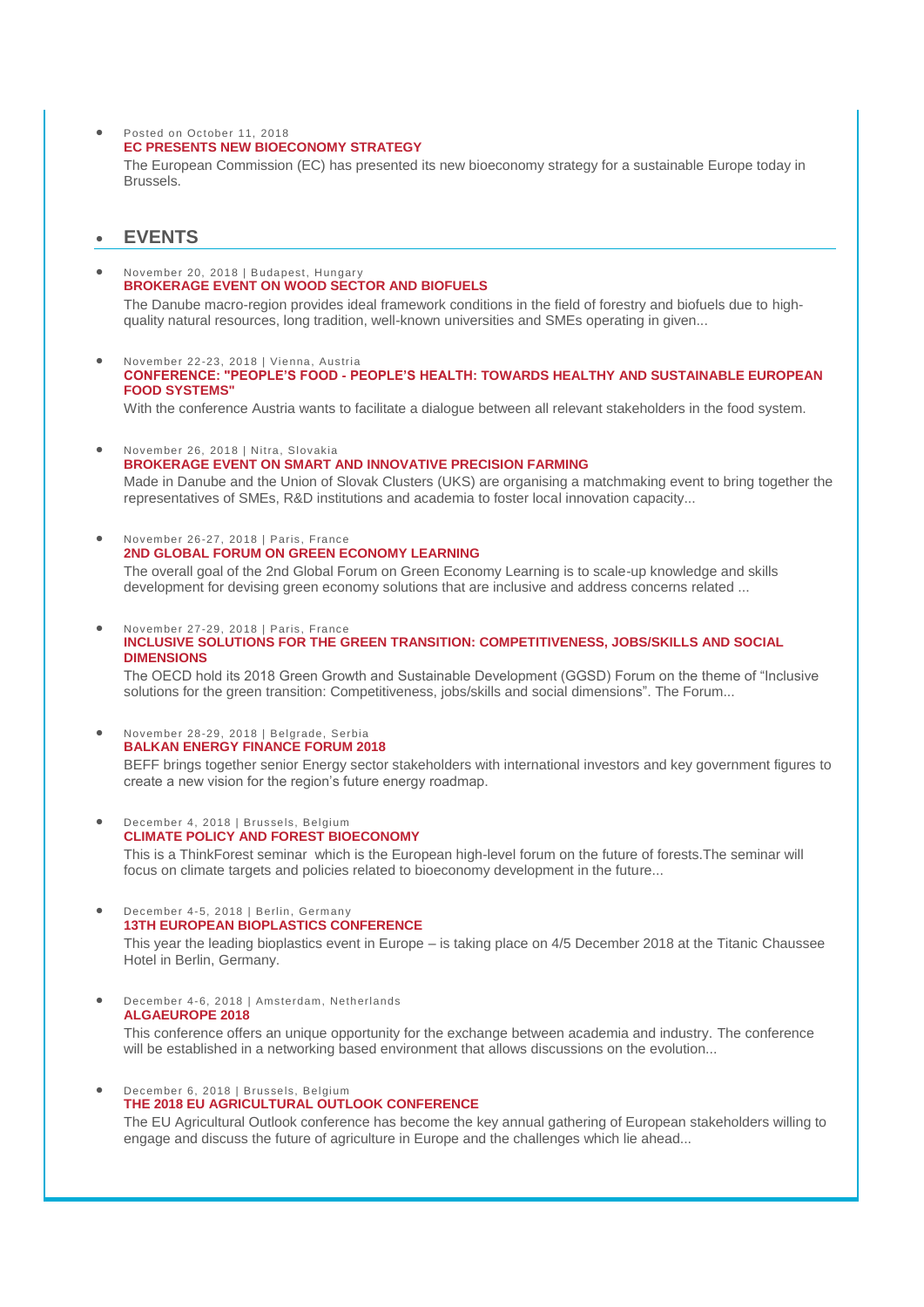- Posted on October 11, 2018
  **EC PRESENTS NEW BIOECONOMY STRATEGY**
  The European Commission (EC) has presented its new bioeconomy strategy for a sustainable Europe today in Brussels.

## EVENTS

- November 20, 2018 | Budapest, Hungary
  **BROKERAGE EVENT ON WOOD SECTOR AND BIOFUELS**
  The Danube macro-region provides ideal framework conditions in the field of forestry and biofuels due to high-quality natural resources, long tradition, well-known universities and SMEs operating in given...

- November 22-23, 2018 | Vienna, Austria
  **CONFERENCE: "PEOPLE'S FOOD - PEOPLE'S HEALTH: TOWARDS HEALTHY AND SUSTAINABLE EUROPEAN FOOD SYSTEMS"**
  With the conference Austria wants to facilitate a dialogue between all relevant stakeholders in the food system.

- November 26, 2018 | Nitra, Slovakia
  **BROKERAGE EVENT ON SMART AND INNOVATIVE PRECISION FARMING**
  Made in Danube and the Union of Slovak Clusters (UKS) are organising a matchmaking event to bring together the representatives of SMEs, R&D institutions and academia to foster local innovation capacity...

- November 26-27, 2018 | Paris, France
  **2ND GLOBAL FORUM ON GREEN ECONOMY LEARNING**
  The overall goal of the 2nd Global Forum on Green Economy Learning is to scale-up knowledge and skills development for devising green economy solutions that are inclusive and address concerns related ...

- November 27-29, 2018 | Paris, France
  **INCLUSIVE SOLUTIONS FOR THE GREEN TRANSITION: COMPETITIVENESS, JOBS/SKILLS AND SOCIAL DIMENSIONS**
  The OECD hold its 2018 Green Growth and Sustainable Development (GGSD) Forum on the theme of "Inclusive solutions for the green transition: Competitiveness, jobs/skills and social dimensions". The Forum...

- November 28-29, 2018 | Belgrade, Serbia
  **BALKAN ENERGY FINANCE FORUM 2018**
  BEFF brings together senior Energy sector stakeholders with international investors and key government figures to create a new vision for the region's future energy roadmap.

- December 4, 2018 | Brussels, Belgium
  **CLIMATE POLICY AND FOREST BIOECONOMY**
  This is a ThinkForest seminar which is the European high-level forum on the future of forests.The seminar will focus on climate targets and policies related to bioeconomy development in the future...

- December 4-5, 2018 | Berlin, Germany
  **13TH EUROPEAN BIOPLASTICS CONFERENCE**
  This year the leading bioplastics event in Europe – is taking place on 4/5 December 2018 at the Titanic Chaussee Hotel in Berlin, Germany.

- December 4-6, 2018 | Amsterdam, Netherlands
  **ALGAEUROPE 2018**
  This conference offers an unique opportunity for the exchange between academia and industry. The conference will be established in a networking based environment that allows discussions on the evolution...

- December 6, 2018 | Brussels, Belgium
  **THE 2018 EU AGRICULTURAL OUTLOOK CONFERENCE**
  The EU Agricultural Outlook conference has become the key annual gathering of European stakeholders willing to engage and discuss the future of agriculture in Europe and the challenges which lie ahead...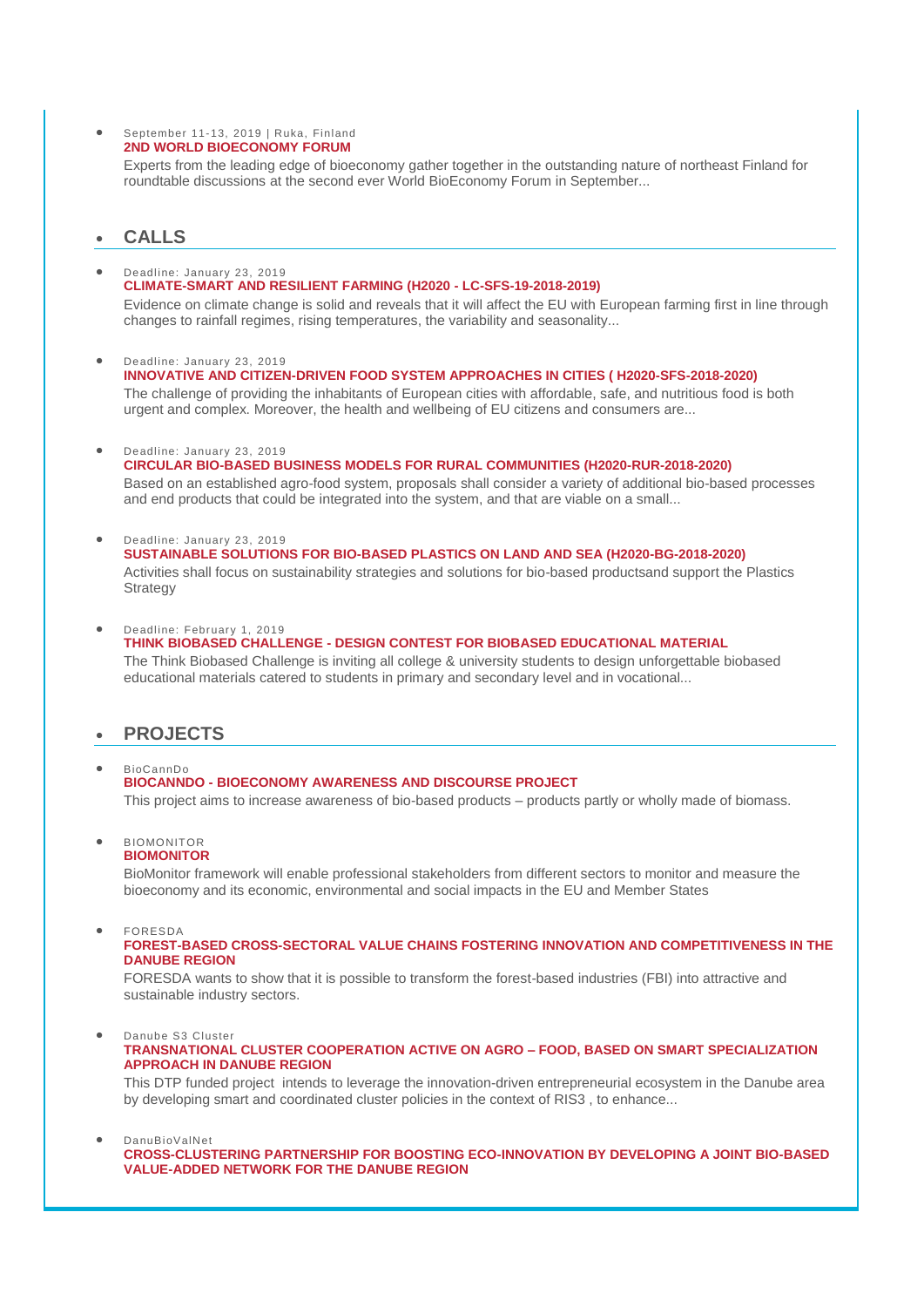- September 11-13, 2019 | Ruka, Finland
  **2ND WORLD BIOECONOMY FORUM**
  Experts from the leading edge of bioeconomy gather together in the outstanding nature of northeast Finland for roundtable discussions at the second ever World BioEconomy Forum in September...

## CALLS

- Deadline: January 23, 2019
  **CLIMATE-SMART AND RESILIENT FARMING (H2020 - LC-SFS-19-2018-2019)**
  Evidence on climate change is solid and reveals that it will affect the EU with European farming first in line through changes to rainfall regimes, rising temperatures, the variability and seasonality...

- Deadline: January 23, 2019
  **INNOVATIVE AND CITIZEN-DRIVEN FOOD SYSTEM APPROACHES IN CITIES ( H2020-SFS-2018-2020)**
  The challenge of providing the inhabitants of European cities with affordable, safe, and nutritious food is both urgent and complex. Moreover, the health and wellbeing of EU citizens and consumers are...

- Deadline: January 23, 2019
  **CIRCULAR BIO-BASED BUSINESS MODELS FOR RURAL COMMUNITIES (H2020-RUR-2018-2020)**
  Based on an established agro-food system, proposals shall consider a variety of additional bio-based processes and end products that could be integrated into the system, and that are viable on a small...

- Deadline: January 23, 2019
  **SUSTAINABLE SOLUTIONS FOR BIO-BASED PLASTICS ON LAND AND SEA (H2020-BG-2018-2020)**
  Activities shall focus on sustainability strategies and solutions for bio-based productsand support the Plastics Strategy

- Deadline: February 1, 2019
  **THINK BIOBASED CHALLENGE - DESIGN CONTEST FOR BIOBASED EDUCATIONAL MATERIAL**
  The Think Biobased Challenge is inviting all college & university students to design unforgettable biobased educational materials catered to students in primary and secondary level and in vocational...

## PROJECTS

- BioCannDo
  **BIOCANNDO - BIOECONOMY AWARENESS AND DISCOURSE PROJECT**
  This project aims to increase awareness of bio-based products – products partly or wholly made of biomass.

- BIOMONITOR
  **BIOMONITOR**
  BioMonitor framework will enable professional stakeholders from different sectors to monitor and measure the bioeconomy and its economic, environmental and social impacts in the EU and Member States

- FORESDA
  **FOREST-BASED CROSS-SECTORAL VALUE CHAINS FOSTERING INNOVATION AND COMPETITIVENESS IN THE DANUBE REGION**
  FORESDA wants to show that it is possible to transform the forest-based industries (FBI) into attractive and sustainable industry sectors.

- Danube S3 Cluster
  **TRANSNATIONAL CLUSTER COOPERATION ACTIVE ON AGRO – FOOD, BASED ON SMART SPECIALIZATION APPROACH IN DANUBE REGION**
  This DTP funded project intends to leverage the innovation-driven entrepreneurial ecosystem in the Danube area by developing smart and coordinated cluster policies in the context of RIS3 , to enhance...

- DanuBioValNet
  **CROSS-CLUSTERING PARTNERSHIP FOR BOOSTING ECO-INNOVATION BY DEVELOPING A JOINT BIO-BASED VALUE-ADDED NETWORK FOR THE DANUBE REGION**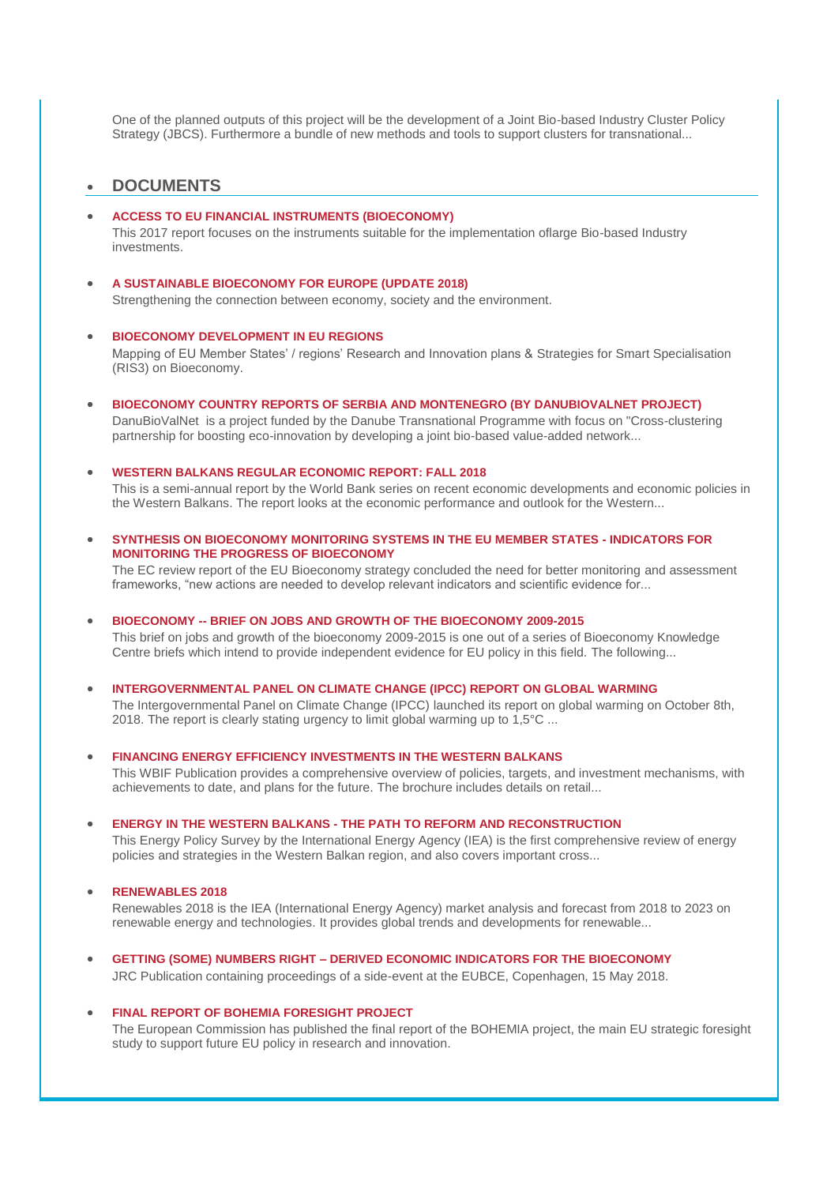One of the planned outputs of this project will be the development of a Joint Bio-based Industry Cluster Policy Strategy (JBCS). Furthermore a bundle of new methods and tools to support clusters for transnational...

## DOCUMENTS

- **ACCESS TO EU FINANCIAL INSTRUMENTS (BIOECONOMY)**
  This 2017 report focuses on the instruments suitable for the implementation oflarge Bio-based Industry investments.

- **A SUSTAINABLE BIOECONOMY FOR EUROPE (UPDATE 2018)**
  Strengthening the connection between economy, society and the environment.

- **BIOECONOMY DEVELOPMENT IN EU REGIONS**
  Mapping of EU Member States' / regions' Research and Innovation plans & Strategies for Smart Specialisation (RIS3) on Bioeconomy.

- **BIOECONOMY COUNTRY REPORTS OF SERBIA AND MONTENEGRO (BY DANUBIOVALNET PROJECT)**
  DanuBioValNet is a project funded by the Danube Transnational Programme with focus on "Cross-clustering partnership for boosting eco-innovation by developing a joint bio-based value-added network...

- **WESTERN BALKANS REGULAR ECONOMIC REPORT: FALL 2018**
  This is a semi-annual report by the World Bank series on recent economic developments and economic policies in the Western Balkans. The report looks at the economic performance and outlook for the Western...

- **SYNTHESIS ON BIOECONOMY MONITORING SYSTEMS IN THE EU MEMBER STATES - INDICATORS FOR MONITORING THE PROGRESS OF BIOECONOMY**
  The EC review report of the EU Bioeconomy strategy concluded the need for better monitoring and assessment frameworks, "new actions are needed to develop relevant indicators and scientific evidence for...

- **BIOECONOMY -- BRIEF ON JOBS AND GROWTH OF THE BIOECONOMY 2009-2015**
  This brief on jobs and growth of the bioeconomy 2009-2015 is one out of a series of Bioeconomy Knowledge Centre briefs which intend to provide independent evidence for EU policy in this field. The following...

- **INTERGOVERNMENTAL PANEL ON CLIMATE CHANGE (IPCC) REPORT ON GLOBAL WARMING**
  The Intergovernmental Panel on Climate Change (IPCC) launched its report on global warming on October 8th, 2018. The report is clearly stating urgency to limit global warming up to 1,5°C ...

- **FINANCING ENERGY EFFICIENCY INVESTMENTS IN THE WESTERN BALKANS**
  This WBIF Publication provides a comprehensive overview of policies, targets, and investment mechanisms, with achievements to date, and plans for the future. The brochure includes details on retail...

- **ENERGY IN THE WESTERN BALKANS - THE PATH TO REFORM AND RECONSTRUCTION**
  This Energy Policy Survey by the International Energy Agency (IEA) is the first comprehensive review of energy policies and strategies in the Western Balkan region, and also covers important cross...

- **RENEWABLES 2018**
  Renewables 2018 is the IEA (International Energy Agency) market analysis and forecast from 2018 to 2023 on renewable energy and technologies. It provides global trends and developments for renewable...

- **GETTING (SOME) NUMBERS RIGHT – DERIVED ECONOMIC INDICATORS FOR THE BIOECONOMY**
  JRC Publication containing proceedings of a side-event at the EUBCE, Copenhagen, 15 May 2018.

- **FINAL REPORT OF BOHEMIA FORESIGHT PROJECT**
  The European Commission has published the final report of the BOHEMIA project, the main EU strategic foresight study to support future EU policy in research and innovation.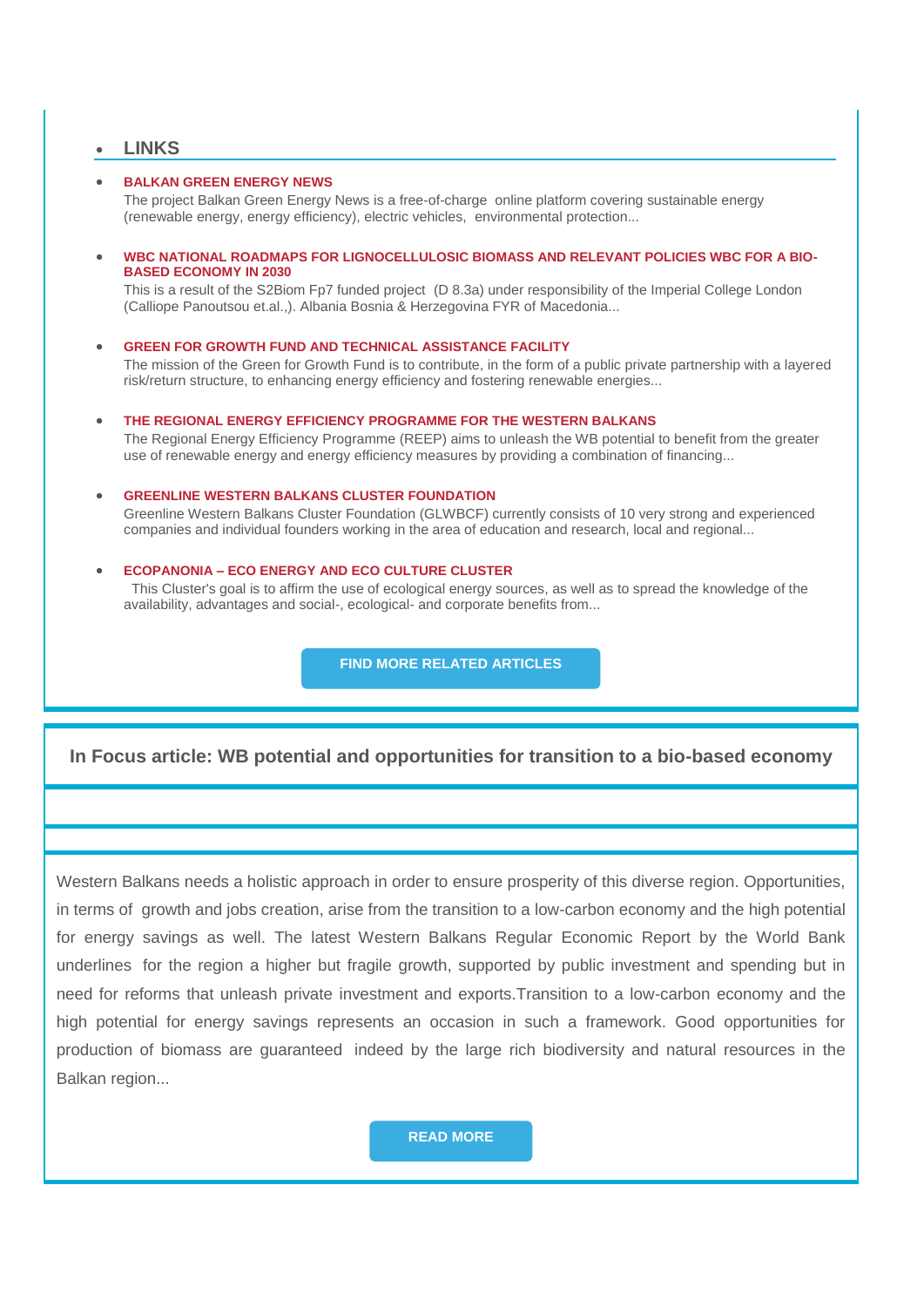## LINKS

- **BALKAN GREEN ENERGY NEWS**
  The project Balkan Green Energy News is a free-of-charge online platform covering sustainable energy (renewable energy, energy efficiency), electric vehicles, environmental protection...

- **WBC NATIONAL ROADMAPS FOR LIGNOCELLULOSIC BIOMASS AND RELEVANT POLICIES WBC FOR A BIO-BASED ECONOMY IN 2030**
  This is a result of the S2Biom Fp7 funded project (D 8.3a) under responsibility of the Imperial College London (Calliope Panoutsou et.al.,). Albania Bosnia & Herzegovina FYR of Macedonia...

- **GREEN FOR GROWTH FUND AND TECHNICAL ASSISTANCE FACILITY**
  The mission of the Green for Growth Fund is to contribute, in the form of a public private partnership with a layered risk/return structure, to enhancing energy efficiency and fostering renewable energies...

- **THE REGIONAL ENERGY EFFICIENCY PROGRAMME FOR THE WESTERN BALKANS**
  The Regional Energy Efficiency Programme (REEP) aims to unleash the WB potential to benefit from the greater use of renewable energy and energy efficiency measures by providing a combination of financing...

- **GREENLINE WESTERN BALKANS CLUSTER FOUNDATION**
  Greenline Western Balkans Cluster Foundation (GLWBCF) currently consists of 10 very strong and experienced companies and individual founders working in the area of education and research, local and regional...

- **ECOPANONIA – ECO ENERGY AND ECO CULTURE CLUSTER**
  This Cluster's goal is to affirm the use of ecological energy sources, as well as to spread the knowledge of the availability, advantages and social-, ecological- and corporate benefits from...

**FIND MORE RELATED ARTICLES**

## In Focus article: WB potential and opportunities for transition to a bio-based economy

Western Balkans needs a holistic approach in order to ensure prosperity of this diverse region. Opportunities, in terms of growth and jobs creation, arise from the transition to a low-carbon economy and the high potential for energy savings as well. The latest Western Balkans Regular Economic Report by the World Bank underlines for the region a higher but fragile growth, supported by public investment and spending but in need for reforms that unleash private investment and exports.Transition to a low-carbon economy and the high potential for energy savings represents an occasion in such a framework. Good opportunities for production of biomass are guaranteed indeed by the large rich biodiversity and natural resources in the Balkan region...

**READ MORE**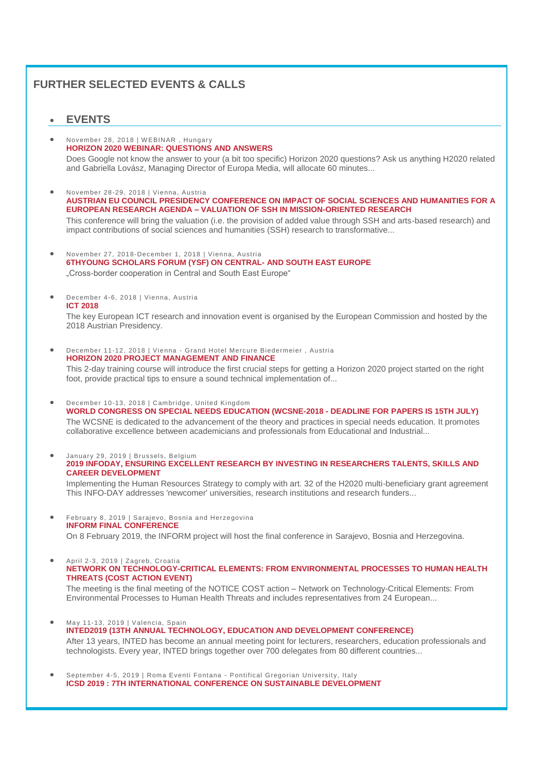## FURTHER SELECTED EVENTS & CALLS

### EVENTS

- November 28, 2018 | WEBINAR , Hungary
  **HORIZON 2020 WEBINAR: QUESTIONS AND ANSWERS**
  Does Google not know the answer to your (a bit too specific) Horizon 2020 questions? Ask us anything H2020 related and Gabriella Lovász, Managing Director of Europa Media, will allocate 60 minutes...

- November 28-29, 2018 | Vienna, Austria
  **AUSTRIAN EU COUNCIL PRESIDENCY CONFERENCE ON IMPACT OF SOCIAL SCIENCES AND HUMANITIES FOR A EUROPEAN RESEARCH AGENDA – VALUATION OF SSH IN MISSION-ORIENTED RESEARCH**
  This conference will bring the valuation (i.e. the provision of added value through SSH and arts-based research) and impact contributions of social sciences and humanities (SSH) research to transformative...

- November 27, 2018-December 1, 2018 | Vienna, Austria
  **6THYOUNG SCHOLARS FORUM (YSF) ON CENTRAL- AND SOUTH EAST EUROPE**
  „Cross-border cooperation in Central and South East Europe"

- December 4-6, 2018 | Vienna, Austria
  **ICT 2018**
  The key European ICT research and innovation event is organised by the European Commission and hosted by the 2018 Austrian Presidency.

- December 11-12, 2018 | Vienna - Grand Hotel Mercure Biedermeier , Austria
  **HORIZON 2020 PROJECT MANAGEMENT AND FINANCE**
  This 2-day training course will introduce the first crucial steps for getting a Horizon 2020 project started on the right foot, provide practical tips to ensure a sound technical implementation of...

- December 10-13, 2018 | Cambridge, United Kingdom
  **WORLD CONGRESS ON SPECIAL NEEDS EDUCATION (WCSNE-2018 - DEADLINE FOR PAPERS IS 15TH JULY)**
  The WCSNE is dedicated to the advancement of the theory and practices in special needs education. It promotes collaborative excellence between academicians and professionals from Educational and Industrial...

- January 29, 2019 | Brussels, Belgium
  **2019 INFODAY, ENSURING EXCELLENT RESEARCH BY INVESTING IN RESEARCHERS TALENTS, SKILLS AND CAREER DEVELOPMENT**
  Implementing the Human Resources Strategy to comply with art. 32 of the H2020 multi-beneficiary grant agreement This INFO-DAY addresses 'newcomer' universities, research institutions and research funders...

- February 8, 2019 | Sarajevo, Bosnia and Herzegovina
  **INFORM FINAL CONFERENCE**
  On 8 February 2019, the INFORM project will host the final conference in Sarajevo, Bosnia and Herzegovina.

- April 2-3, 2019 | Zagreb, Croatia
  **NETWORK ON TECHNOLOGY-CRITICAL ELEMENTS: FROM ENVIRONMENTAL PROCESSES TO HUMAN HEALTH THREATS (COST ACTION EVENT)**
  The meeting is the final meeting of the NOTICE COST action – Network on Technology-Critical Elements: From Environmental Processes to Human Health Threats and includes representatives from 24 European...

- May 11-13, 2019 | Valencia, Spain
  **INTED2019 (13TH ANNUAL TECHNOLOGY, EDUCATION AND DEVELOPMENT CONFERENCE)**
  After 13 years, INTED has become an annual meeting point for lecturers, researchers, education professionals and technologists. Every year, INTED brings together over 700 delegates from 80 different countries...

- September 4-5, 2019 | Roma Eventi Fontana - Pontifical Gregorian University, Italy
  **ICSD 2019 : 7TH INTERNATIONAL CONFERENCE ON SUSTAINABLE DEVELOPMENT**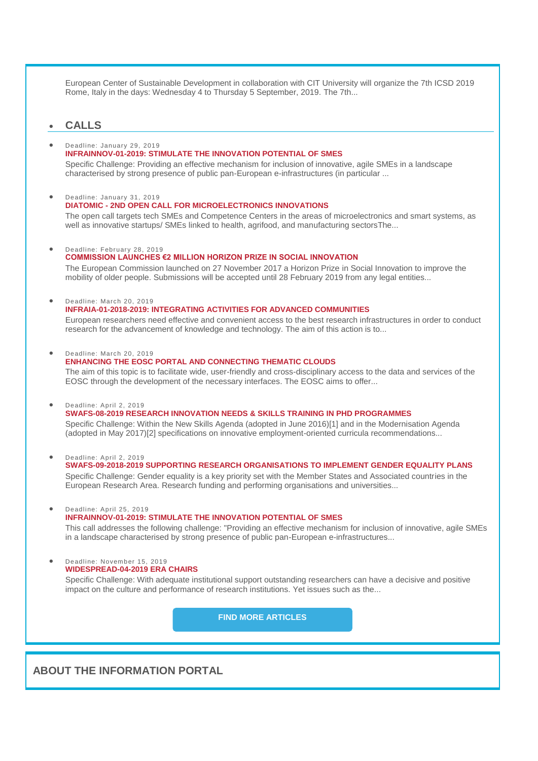European Center of Sustainable Development in collaboration with CIT University will organize the 7th ICSD 2019 Rome, Italy in the days: Wednesday 4 to Thursday 5 September, 2019. The 7th...

## CALLS

- Deadline: January 29, 2019
  **INFRAINNOV-01-2019: STIMULATE THE INNOVATION POTENTIAL OF SMES**
  Specific Challenge: Providing an effective mechanism for inclusion of innovative, agile SMEs in a landscape characterised by strong presence of public pan-European e-infrastructures (in particular ...

- Deadline: January 31, 2019
  **DIATOMIC - 2ND OPEN CALL FOR MICROELECTRONICS INNOVATIONS**
  The open call targets tech SMEs and Competence Centers in the areas of microelectronics and smart systems, as well as innovative startups/ SMEs linked to health, agrifood, and manufacturing sectorsThe...

- Deadline: February 28, 2019
  **COMMISSION LAUNCHES €2 MILLION HORIZON PRIZE IN SOCIAL INNOVATION**
  The European Commission launched on 27 November 2017 a Horizon Prize in Social Innovation to improve the mobility of older people. Submissions will be accepted until 28 February 2019 from any legal entities...

- Deadline: March 20, 2019
  **INFRAIA-01-2018-2019: INTEGRATING ACTIVITIES FOR ADVANCED COMMUNITIES**
  European researchers need effective and convenient access to the best research infrastructures in order to conduct research for the advancement of knowledge and technology. The aim of this action is to...

- Deadline: March 20, 2019
  **ENHANCING THE EOSC PORTAL AND CONNECTING THEMATIC CLOUDS**
  The aim of this topic is to facilitate wide, user-friendly and cross-disciplinary access to the data and services of the EOSC through the development of the necessary interfaces. The EOSC aims to offer...

- Deadline: April 2, 2019
  **SWAFS-08-2019 RESEARCH INNOVATION NEEDS & SKILLS TRAINING IN PHD PROGRAMMES**
  Specific Challenge: Within the New Skills Agenda (adopted in June 2016)[1] and in the Modernisation Agenda (adopted in May 2017)[2] specifications on innovative employment-oriented curricula recommendations...

- Deadline: April 2, 2019
  **SWAFS-09-2018-2019 SUPPORTING RESEARCH ORGANISATIONS TO IMPLEMENT GENDER EQUALITY PLANS**
  Specific Challenge: Gender equality is a key priority set with the Member States and Associated countries in the European Research Area. Research funding and performing organisations and universities...

- Deadline: April 25, 2019
  **INFRAINNOV-01-2019: STIMULATE THE INNOVATION POTENTIAL OF SMES**
  This call addresses the following challenge: "Providing an effective mechanism for inclusion of innovative, agile SMEs in a landscape characterised by strong presence of public pan-European e-infrastructures...

- Deadline: November 15, 2019
  **WIDESPREAD-04-2019 ERA CHAIRS**
  Specific Challenge: With adequate institutional support outstanding researchers can have a decisive and positive impact on the culture and performance of research institutions. Yet issues such as the...

**FIND MORE ARTICLES**

## ABOUT THE INFORMATION PORTAL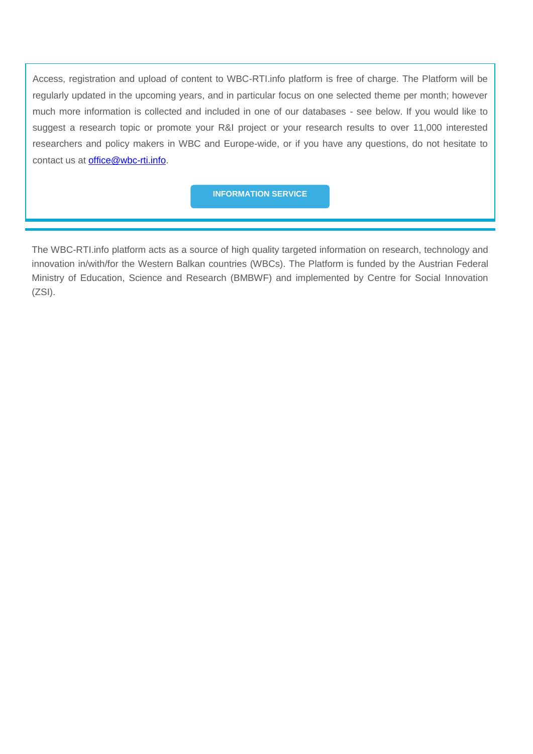Access, registration and upload of content to WBC-RTI.info platform is free of charge. The Platform will be regularly updated in the upcoming years, and in particular focus on one selected theme per month; however much more information is collected and included in one of our databases - see below. If you would like to suggest a research topic or promote your R&I project or your research results to over 11,000 interested researchers and policy makers in WBC and Europe-wide, or if you have any questions, do not hesitate to contact us at [office@wbc-rti.info](mailto:office@wbc-rti.info).

**INFORMATION SERVICE**

---

The WBC-RTI.info platform acts as a source of high quality targeted information on research, technology and innovation in/with/for the Western Balkan countries (WBCs). The Platform is funded by the Austrian Federal Ministry of Education, Science and Research (BMBWF) and implemented by Centre for Social Innovation (ZSI).